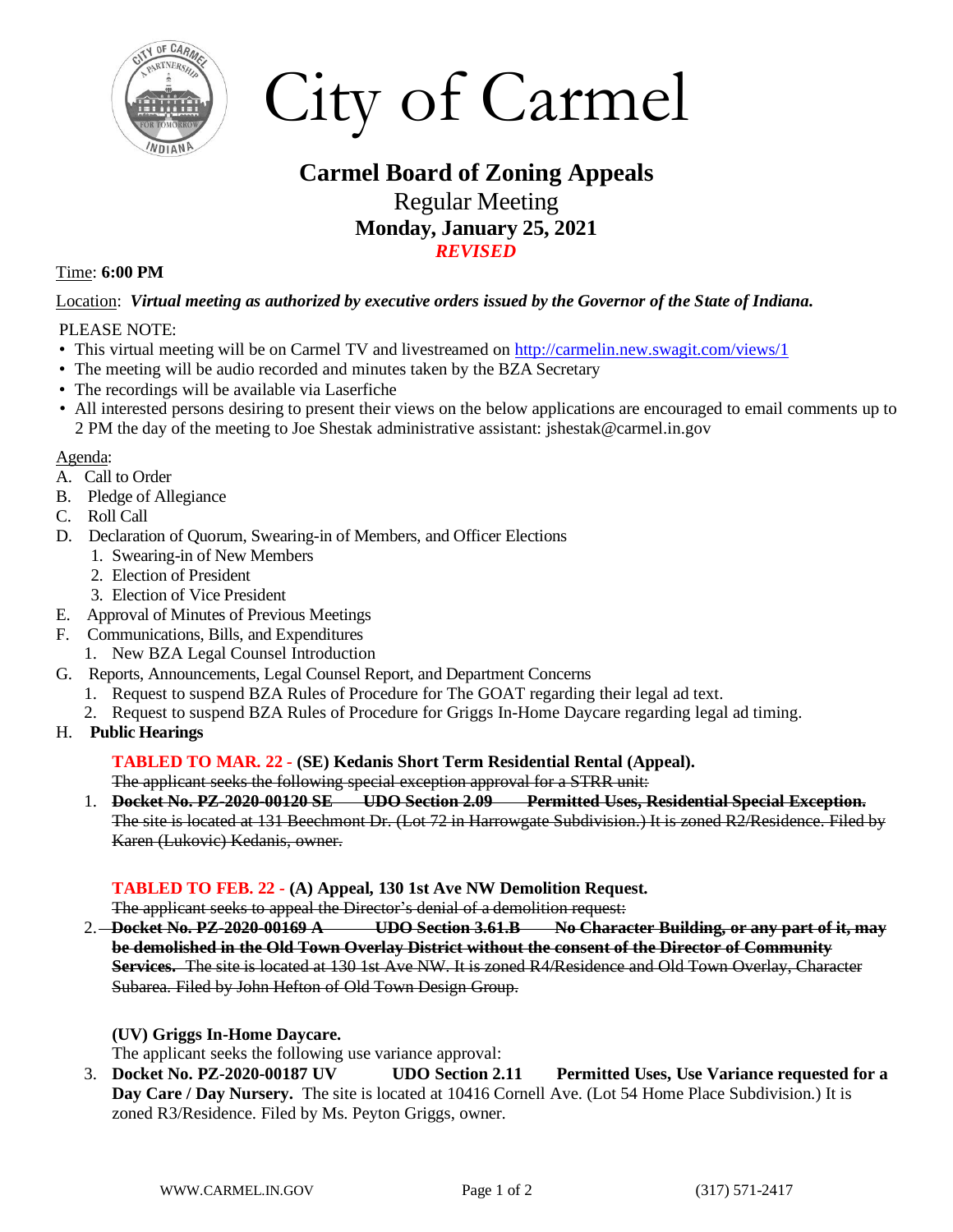# City of Carmel

## Carmel Board of Zoning Appeals

Regular Meeting

**Monday, January 25, 2021**

***REVISED***

Time: **6:00 PM**

Location: ***Virtual meeting as authorized by executive orders issued by the Governor of the State of Indiana.***

PLEASE NOTE:

- This virtual meeting will be on Carmel TV and livestreamed on http://carmelin.new.swagit.com/views/1
- The meeting will be audio recorded and minutes taken by the BZA Secretary
- The recordings will be available via Laserfiche
- All interested persons desiring to present their views on the below applications are encouraged to email comments up to 2 PM the day of the meeting to Joe Shestak administrative assistant: jshestak@carmel.in.gov

Agenda:

A. Call to Order
B. Pledge of Allegiance
C. Roll Call
D. Declaration of Quorum, Swearing-in of Members, and Officer Elections
   1. Swearing-in of New Members
   2. Election of President
   3. Election of Vice President
E. Approval of Minutes of Previous Meetings
F. Communications, Bills, and Expenditures
   1. New BZA Legal Counsel Introduction
G. Reports, Announcements, Legal Counsel Report, and Department Concerns
   1. Request to suspend BZA Rules of Procedure for The GOAT regarding their legal ad text.
   2. Request to suspend BZA Rules of Procedure for Griggs In-Home Daycare regarding legal ad timing.
H. **Public Hearings**

**TABLED TO MAR. 22 - (SE) Kedanis Short Term Residential Rental (Appeal).**
~~The applicant seeks the following special exception approval for a STRR unit:~~

1. ~~**Docket No. PZ-2020-00120 SE UDO Section 2.09 Permitted Uses, Residential Special Exception.**~~ ~~The site is located at 131 Beechmont Dr. (Lot 72 in Harrowgate Subdivision.) It is zoned R2/Residence. Filed by Karen (Lukovic) Kedanis, owner.~~

**TABLED TO FEB. 22 - (A) Appeal, 130 1st Ave NW Demolition Request.**
~~The applicant seeks to appeal the Director's denial of a demolition request:~~

2. ~~**Docket No. PZ-2020-00169 A UDO Section 3.61.B No Character Building, or any part of it, may be demolished in the Old Town Overlay District without the consent of the Director of Community Services.**~~ ~~The site is located at 130 1st Ave NW. It is zoned R4/Residence and Old Town Overlay, Character Subarea. Filed by John Hefton of Old Town Design Group.~~

**(UV) Griggs In-Home Daycare.**
The applicant seeks the following use variance approval:

3. **Docket No. PZ-2020-00187 UV UDO Section 2.11 Permitted Uses, Use Variance requested for a Day Care / Day Nursery.** The site is located at 10416 Cornell Ave. (Lot 54 Home Place Subdivision.) It is zoned R3/Residence. Filed by Ms. Peyton Griggs, owner.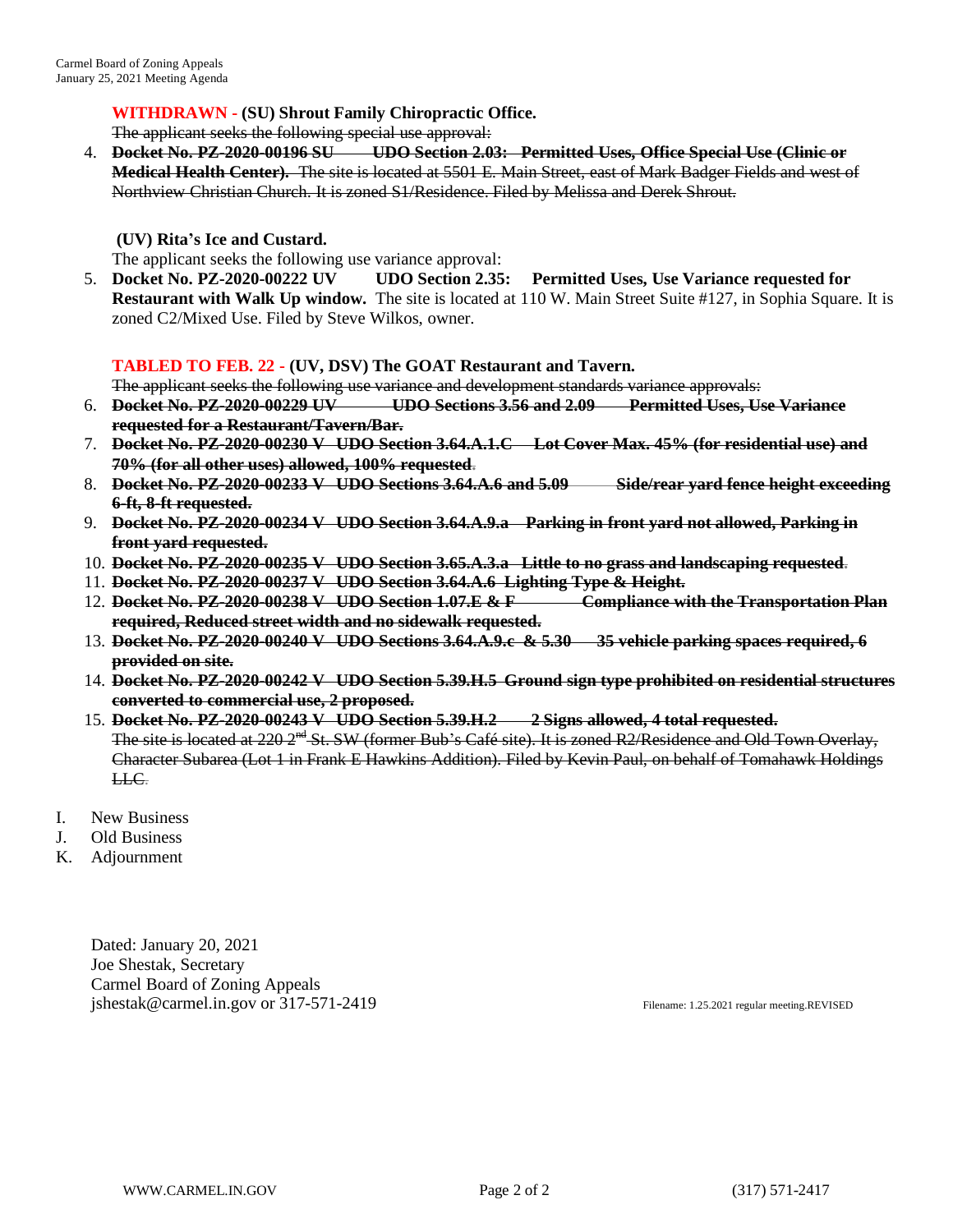**WITHDRAWN - (SU) Shrout Family Chiropractic Office.**

~~The applicant seeks the following special use approval:~~

4. ~~**Docket No. PZ-2020-00196 SU UDO Section 2.03: Permitted Uses, Office Special Use (Clinic or Medical Health Center).** The site is located at 5501 E. Main Street, east of Mark Badger Fields and west of Northview Christian Church. It is zoned S1/Residence. Filed by Melissa and Derek Shrout.~~

**(UV) Rita's Ice and Custard.**

The applicant seeks the following use variance approval:

5. **Docket No. PZ-2020-00222 UV UDO Section 2.35: Permitted Uses, Use Variance requested for Restaurant with Walk Up window.** The site is located at 110 W. Main Street Suite #127, in Sophia Square. It is zoned C2/Mixed Use. Filed by Steve Wilkos, owner.

**TABLED TO FEB. 22 - (UV, DSV) The GOAT Restaurant and Tavern.**

~~The applicant seeks the following use variance and development standards variance approvals:~~

6. ~~**Docket No. PZ-2020-00229 UV UDO Sections 3.56 and 2.09 Permitted Uses, Use Variance requested for a Restaurant/Tavern/Bar.**~~
7. ~~**Docket No. PZ-2020-00230 V UDO Section 3.64.A.1.C Lot Cover Max. 45% (for residential use) and 70% (for all other uses) allowed, 100% requested.**~~
8. ~~**Docket No. PZ-2020-00233 V UDO Sections 3.64.A.6 and 5.09 Side/rear yard fence height exceeding 6-ft, 8-ft requested.**~~
9. ~~**Docket No. PZ-2020-00234 V UDO Section 3.64.A.9.a Parking in front yard not allowed, Parking in front yard requested.**~~
10. ~~**Docket No. PZ-2020-00235 V UDO Section 3.65.A.3.a Little to no grass and landscaping requested.**~~
11. ~~**Docket No. PZ-2020-00237 V UDO Section 3.64.A.6 Lighting Type & Height.**~~
12. ~~**Docket No. PZ-2020-00238 V UDO Section 1.07.E & F Compliance with the Transportation Plan required, Reduced street width and no sidewalk requested.**~~
13. ~~**Docket No. PZ-2020-00240 V UDO Sections 3.64.A.9.c & 5.30 35 vehicle parking spaces required, 6 provided on site.**~~
14. ~~**Docket No. PZ-2020-00242 V UDO Section 5.39.H.5 Ground sign type prohibited on residential structures converted to commercial use, 2 proposed.**~~
15. ~~**Docket No. PZ-2020-00243 V UDO Section 5.39.H.2 2 Signs allowed, 4 total requested.**~~
    ~~The site is located at 220 2nd St. SW (former Bub's Café site). It is zoned R2/Residence and Old Town Overlay, Character Subarea (Lot 1 in Frank E Hawkins Addition). Filed by Kevin Paul, on behalf of Tomahawk Holdings LLC.~~

I. New Business

J. Old Business

K. Adjournment

Dated: January 20, 2021
Joe Shestak, Secretary
Carmel Board of Zoning Appeals
jshestak@carmel.in.gov or 317-571-2419

Filename: 1.25.2021 regular meeting.REVISED